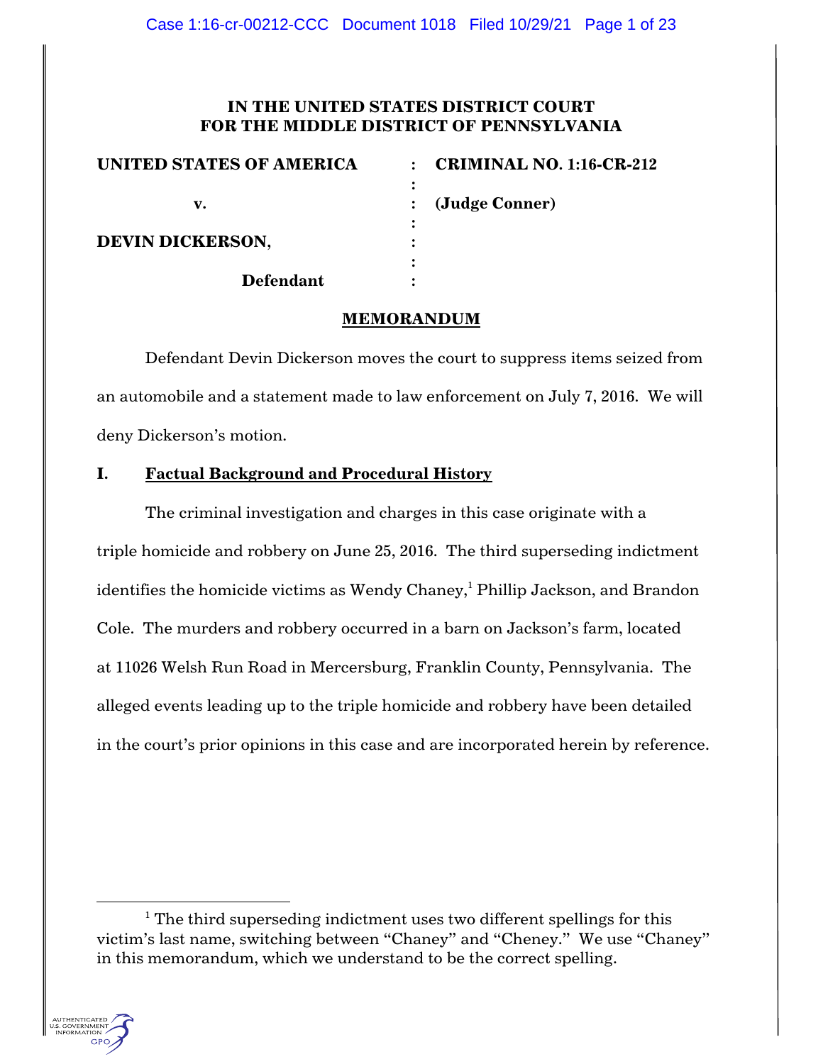**IN THE UNITED STATES DISTRICT COURT**
**FOR THE MIDDLE DISTRICT OF PENNSYLVANIA**

| | | |
|---|---|---|
| **UNITED STATES OF AMERICA** | : | **CRIMINAL NO. 1:16-CR-212** |
| | : | |
| **v.** | : | **(Judge Conner)** |
| | : | |
| **DEVIN DICKERSON,** | : | |
| | : | |
| **Defendant** | : | |

## MEMORANDUM

Defendant Devin Dickerson moves the court to suppress items seized from an automobile and a statement made to law enforcement on July 7, 2016. We will deny Dickerson's motion.

## I. Factual Background and Procedural History

The criminal investigation and charges in this case originate with a triple homicide and robbery on June 25, 2016. The third superseding indictment identifies the homicide victims as Wendy Chaney,[1] Phillip Jackson, and Brandon Cole. The murders and robbery occurred in a barn on Jackson's farm, located at 11026 Welsh Run Road in Mercersburg, Franklin County, Pennsylvania. The alleged events leading up to the triple homicide and robbery have been detailed in the court's prior opinions in this case and are incorporated herein by reference.

[1] The third superseding indictment uses two different spellings for this victim's last name, switching between "Chaney" and "Cheney." We use "Chaney" in this memorandum, which we understand to be the correct spelling.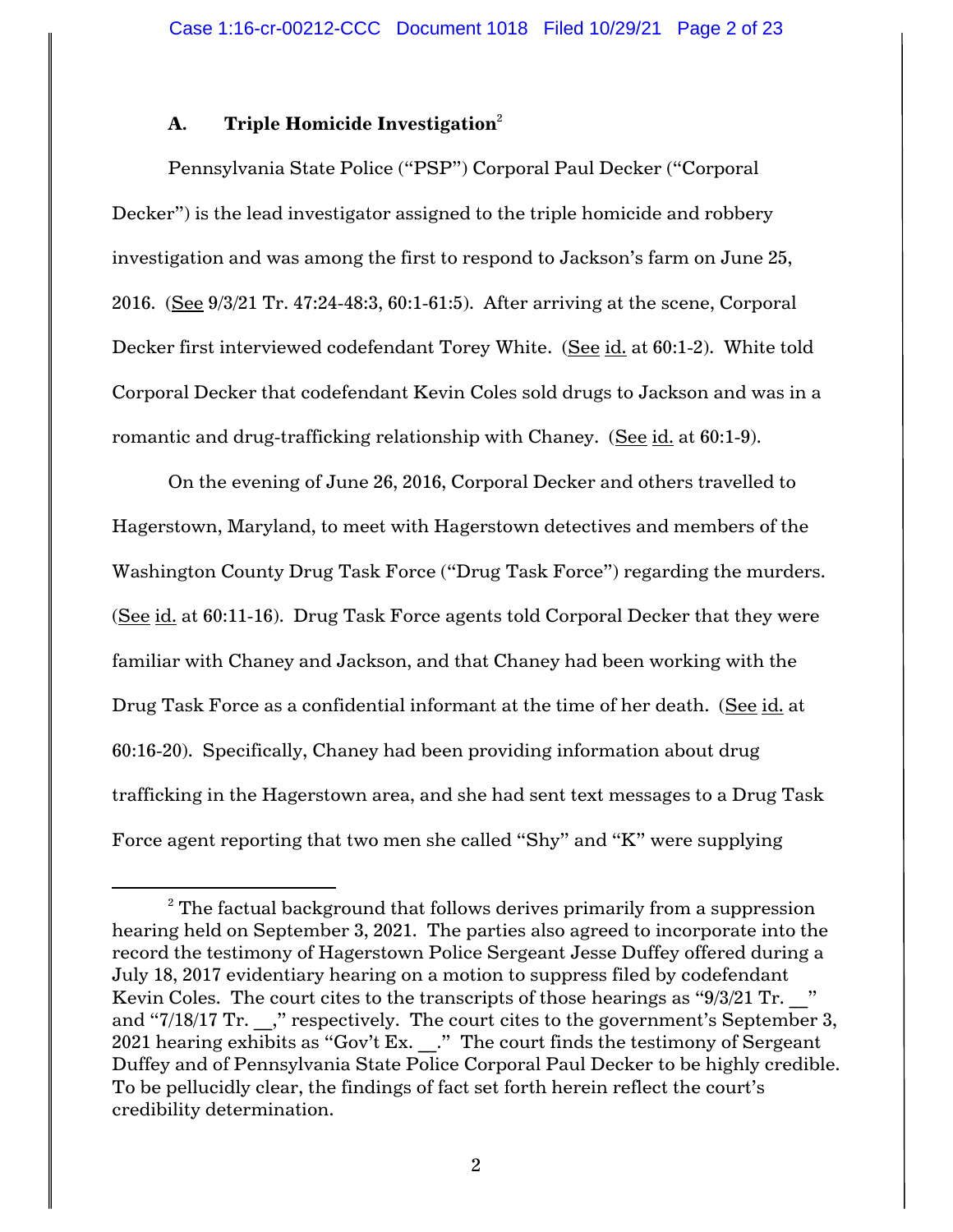### A. Triple Homicide Investigation[2]

Pennsylvania State Police ("PSP") Corporal Paul Decker ("Corporal Decker") is the lead investigator assigned to the triple homicide and robbery investigation and was among the first to respond to Jackson's farm on June 25, 2016. (See 9/3/21 Tr. 47:24-48:3, 60:1-61:5). After arriving at the scene, Corporal Decker first interviewed codefendant Torey White. (See id. at 60:1-2). White told Corporal Decker that codefendant Kevin Coles sold drugs to Jackson and was in a romantic and drug-trafficking relationship with Chaney. (See id. at 60:1-9).

On the evening of June 26, 2016, Corporal Decker and others travelled to Hagerstown, Maryland, to meet with Hagerstown detectives and members of the Washington County Drug Task Force ("Drug Task Force") regarding the murders. (See id. at 60:11-16). Drug Task Force agents told Corporal Decker that they were familiar with Chaney and Jackson, and that Chaney had been working with the Drug Task Force as a confidential informant at the time of her death. (See id. at 60:16-20). Specifically, Chaney had been providing information about drug trafficking in the Hagerstown area, and she had sent text messages to a Drug Task Force agent reporting that two men she called "Shy" and "K" were supplying

---

[2] The factual background that follows derives primarily from a suppression hearing held on September 3, 2021. The parties also agreed to incorporate into the record the testimony of Hagerstown Police Sergeant Jesse Duffey offered during a July 18, 2017 evidentiary hearing on a motion to suppress filed by codefendant Kevin Coles. The court cites to the transcripts of those hearings as "9/3/21 Tr. __" and "7/18/17 Tr. __," respectively. The court cites to the government's September 3, 2021 hearing exhibits as "Gov't Ex. __." The court finds the testimony of Sergeant Duffey and of Pennsylvania State Police Corporal Paul Decker to be highly credible. To be pellucidly clear, the findings of fact set forth herein reflect the court's credibility determination.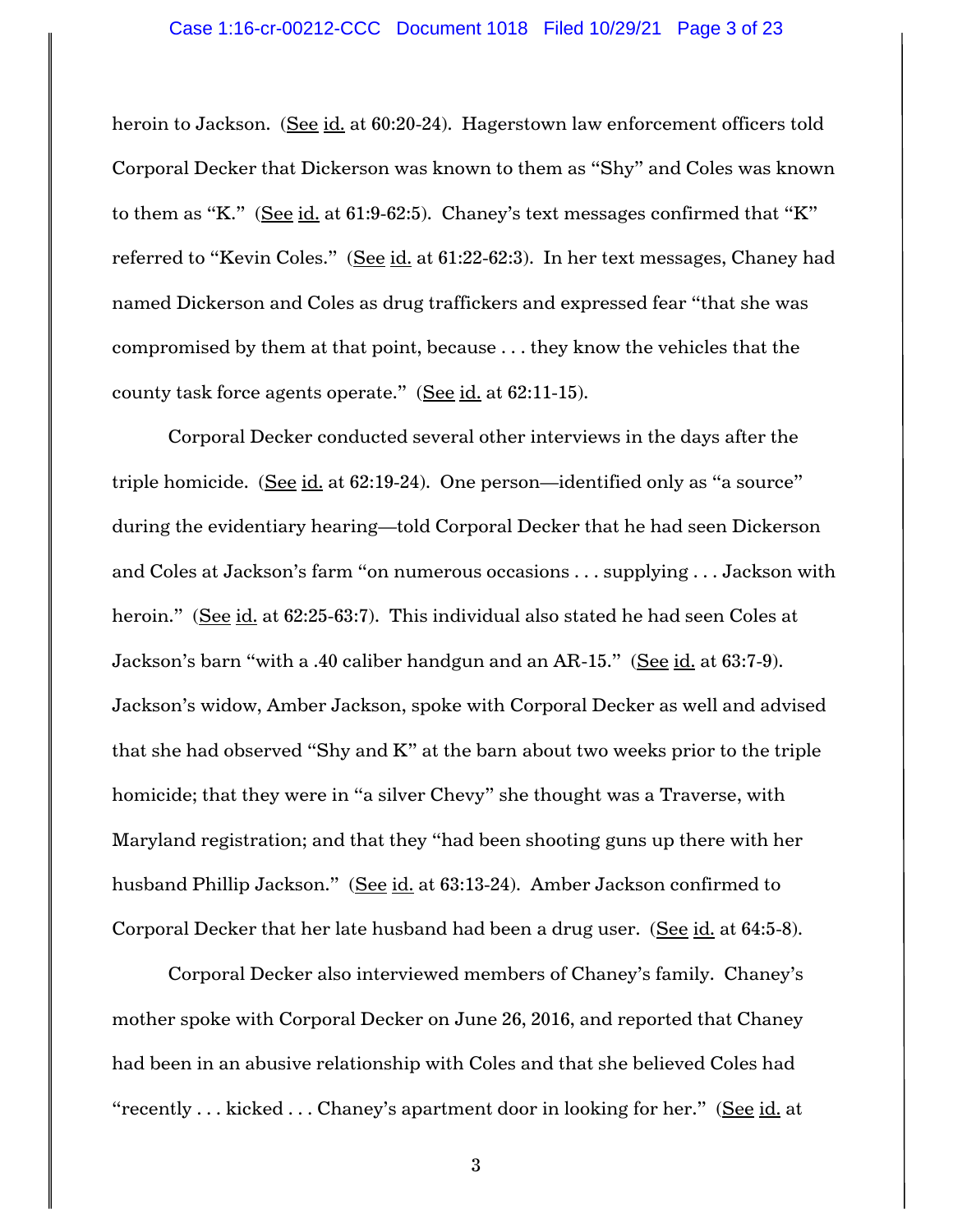heroin to Jackson. (See id. at 60:20-24). Hagerstown law enforcement officers told Corporal Decker that Dickerson was known to them as "Shy" and Coles was known to them as "K." (See id. at 61:9-62:5). Chaney's text messages confirmed that "K" referred to "Kevin Coles." (See id. at 61:22-62:3). In her text messages, Chaney had named Dickerson and Coles as drug traffickers and expressed fear "that she was compromised by them at that point, because . . . they know the vehicles that the county task force agents operate." (See id. at 62:11-15).

Corporal Decker conducted several other interviews in the days after the triple homicide. (See id. at 62:19-24). One person—identified only as "a source" during the evidentiary hearing—told Corporal Decker that he had seen Dickerson and Coles at Jackson's farm "on numerous occasions . . . supplying . . . Jackson with heroin." (See id. at 62:25-63:7). This individual also stated he had seen Coles at Jackson's barn "with a .40 caliber handgun and an AR-15." (See id. at 63:7-9). Jackson's widow, Amber Jackson, spoke with Corporal Decker as well and advised that she had observed "Shy and K" at the barn about two weeks prior to the triple homicide; that they were in "a silver Chevy" she thought was a Traverse, with Maryland registration; and that they "had been shooting guns up there with her husband Phillip Jackson." (See id. at 63:13-24). Amber Jackson confirmed to Corporal Decker that her late husband had been a drug user. (See id. at 64:5-8).

Corporal Decker also interviewed members of Chaney's family. Chaney's mother spoke with Corporal Decker on June 26, 2016, and reported that Chaney had been in an abusive relationship with Coles and that she believed Coles had "recently . . . kicked . . . Chaney's apartment door in looking for her." (See id. at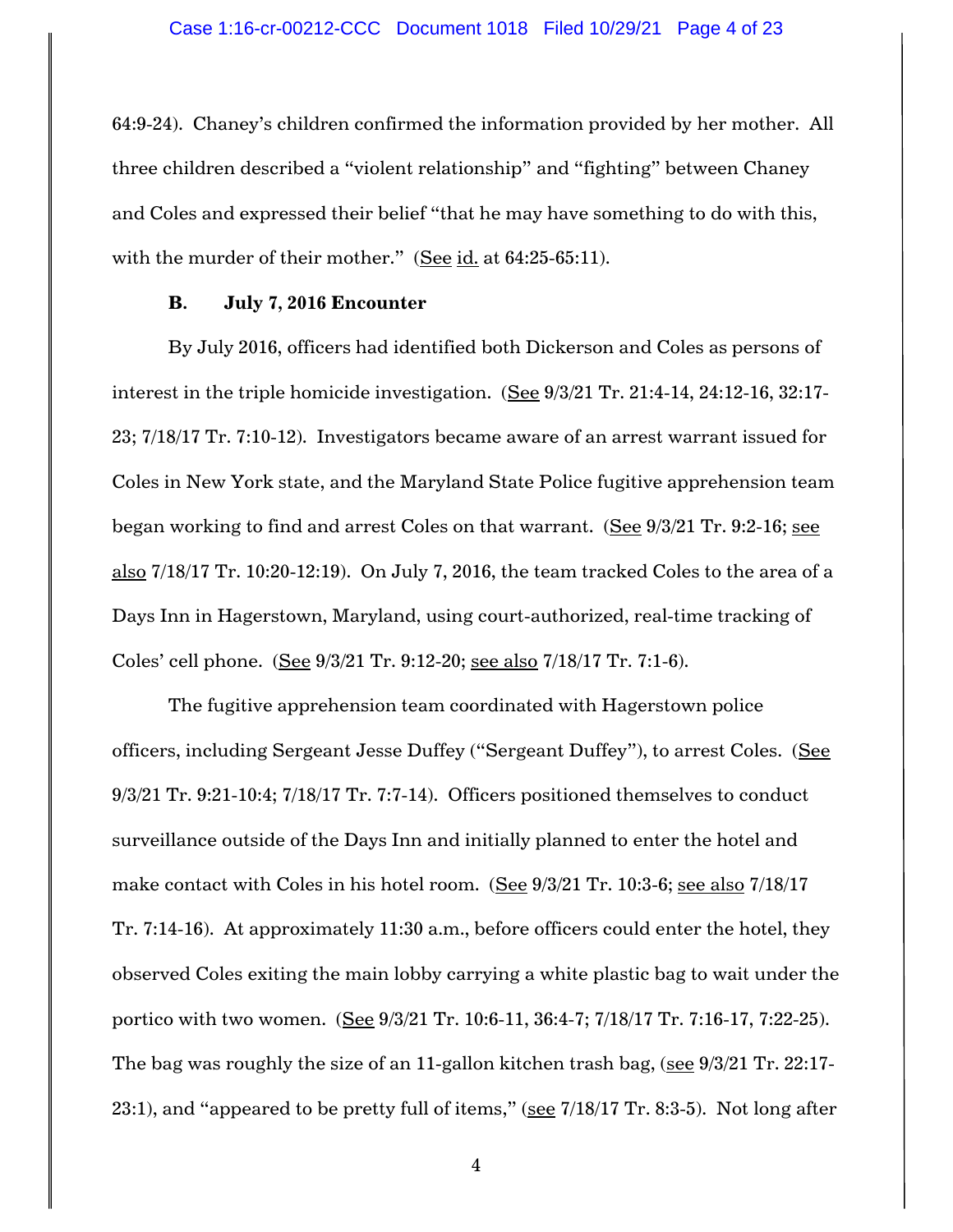64:9-24). Chaney's children confirmed the information provided by her mother. All three children described a "violent relationship" and "fighting" between Chaney and Coles and expressed their belief "that he may have something to do with this, with the murder of their mother." (See id. at 64:25-65:11).

### B. July 7, 2016 Encounter

By July 2016, officers had identified both Dickerson and Coles as persons of interest in the triple homicide investigation. (See 9/3/21 Tr. 21:4-14, 24:12-16, 32:17-23; 7/18/17 Tr. 7:10-12). Investigators became aware of an arrest warrant issued for Coles in New York state, and the Maryland State Police fugitive apprehension team began working to find and arrest Coles on that warrant. (See 9/3/21 Tr. 9:2-16; see also 7/18/17 Tr. 10:20-12:19). On July 7, 2016, the team tracked Coles to the area of a Days Inn in Hagerstown, Maryland, using court-authorized, real-time tracking of Coles' cell phone. (See 9/3/21 Tr. 9:12-20; see also 7/18/17 Tr. 7:1-6).

The fugitive apprehension team coordinated with Hagerstown police officers, including Sergeant Jesse Duffey ("Sergeant Duffey"), to arrest Coles. (See 9/3/21 Tr. 9:21-10:4; 7/18/17 Tr. 7:7-14). Officers positioned themselves to conduct surveillance outside of the Days Inn and initially planned to enter the hotel and make contact with Coles in his hotel room. (See 9/3/21 Tr. 10:3-6; see also 7/18/17 Tr. 7:14-16). At approximately 11:30 a.m., before officers could enter the hotel, they observed Coles exiting the main lobby carrying a white plastic bag to wait under the portico with two women. (See 9/3/21 Tr. 10:6-11, 36:4-7; 7/18/17 Tr. 7:16-17, 7:22-25). The bag was roughly the size of an 11-gallon kitchen trash bag, (see 9/3/21 Tr. 22:17-23:1), and "appeared to be pretty full of items," (see 7/18/17 Tr. 8:3-5). Not long after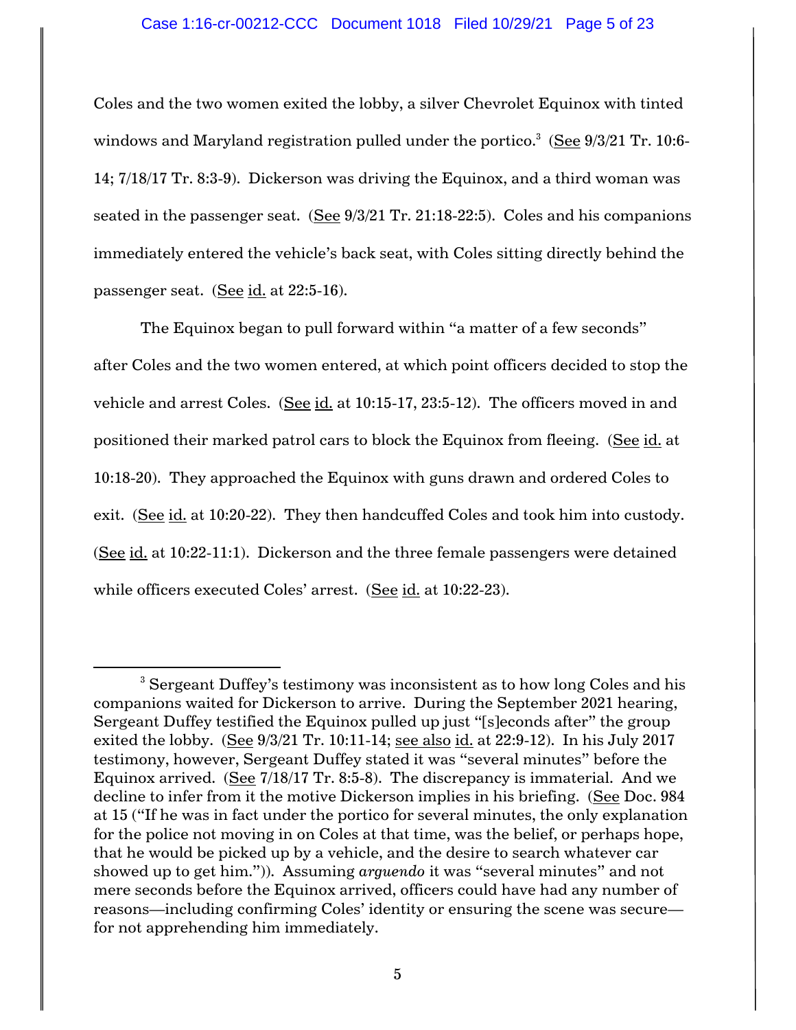Coles and the two women exited the lobby, a silver Chevrolet Equinox with tinted windows and Maryland registration pulled under the portico.[3] (See 9/3/21 Tr. 10:6-14; 7/18/17 Tr. 8:3-9). Dickerson was driving the Equinox, and a third woman was seated in the passenger seat. (See 9/3/21 Tr. 21:18-22:5). Coles and his companions immediately entered the vehicle's back seat, with Coles sitting directly behind the passenger seat. (See id. at 22:5-16).

The Equinox began to pull forward within "a matter of a few seconds" after Coles and the two women entered, at which point officers decided to stop the vehicle and arrest Coles. (See id. at 10:15-17, 23:5-12). The officers moved in and positioned their marked patrol cars to block the Equinox from fleeing. (See id. at 10:18-20). They approached the Equinox with guns drawn and ordered Coles to exit. (See id. at 10:20-22). They then handcuffed Coles and took him into custody. (See id. at 10:22-11:1). Dickerson and the three female passengers were detained while officers executed Coles' arrest. (See id. at 10:22-23).

---

[3] Sergeant Duffey's testimony was inconsistent as to how long Coles and his companions waited for Dickerson to arrive. During the September 2021 hearing, Sergeant Duffey testified the Equinox pulled up just "[s]econds after" the group exited the lobby. (See 9/3/21 Tr. 10:11-14; see also id. at 22:9-12). In his July 2017 testimony, however, Sergeant Duffey stated it was "several minutes" before the Equinox arrived. (See 7/18/17 Tr. 8:5-8). The discrepancy is immaterial. And we decline to infer from it the motive Dickerson implies in his briefing. (See Doc. 984 at 15 ("If he was in fact under the portico for several minutes, the only explanation for the police not moving in on Coles at that time, was the belief, or perhaps hope, that he would be picked up by a vehicle, and the desire to search whatever car showed up to get him.")). Assuming *arguendo* it was "several minutes" and not mere seconds before the Equinox arrived, officers could have had any number of reasons—including confirming Coles' identity or ensuring the scene was secure—for not apprehending him immediately.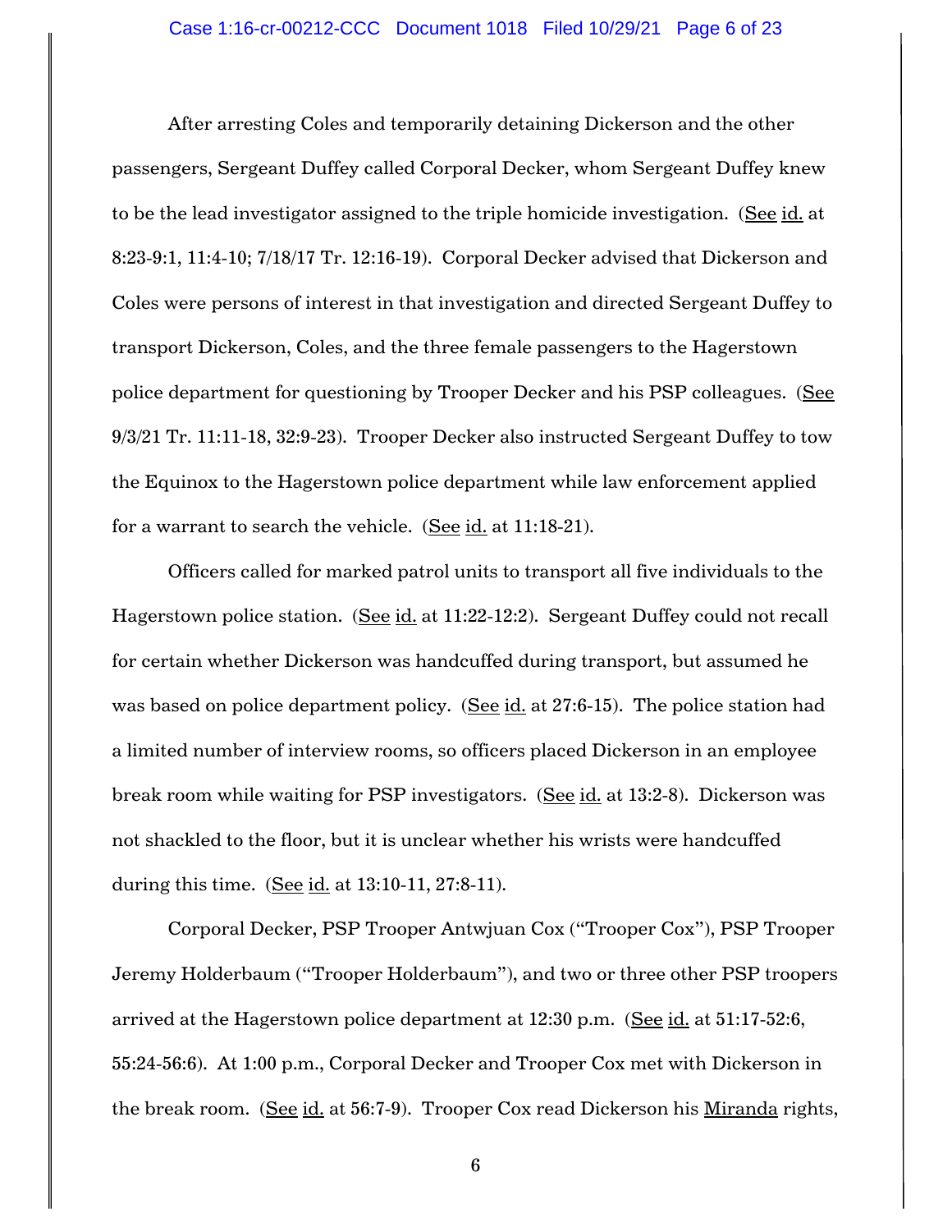After arresting Coles and temporarily detaining Dickerson and the other passengers, Sergeant Duffey called Corporal Decker, whom Sergeant Duffey knew to be the lead investigator assigned to the triple homicide investigation. (See id. at 8:23-9:1, 11:4-10; 7/18/17 Tr. 12:16-19). Corporal Decker advised that Dickerson and Coles were persons of interest in that investigation and directed Sergeant Duffey to transport Dickerson, Coles, and the three female passengers to the Hagerstown police department for questioning by Trooper Decker and his PSP colleagues. (See 9/3/21 Tr. 11:11-18, 32:9-23). Trooper Decker also instructed Sergeant Duffey to tow the Equinox to the Hagerstown police department while law enforcement applied for a warrant to search the vehicle. (See id. at 11:18-21).

Officers called for marked patrol units to transport all five individuals to the Hagerstown police station. (See id. at 11:22-12:2). Sergeant Duffey could not recall for certain whether Dickerson was handcuffed during transport, but assumed he was based on police department policy. (See id. at 27:6-15). The police station had a limited number of interview rooms, so officers placed Dickerson in an employee break room while waiting for PSP investigators. (See id. at 13:2-8). Dickerson was not shackled to the floor, but it is unclear whether his wrists were handcuffed during this time. (See id. at 13:10-11, 27:8-11).

Corporal Decker, PSP Trooper Antwjuan Cox ("Trooper Cox"), PSP Trooper Jeremy Holderbaum ("Trooper Holderbaum"), and two or three other PSP troopers arrived at the Hagerstown police department at 12:30 p.m. (See id. at 51:17-52:6, 55:24-56:6). At 1:00 p.m., Corporal Decker and Trooper Cox met with Dickerson in the break room. (See id. at 56:7-9). Trooper Cox read Dickerson his Miranda rights,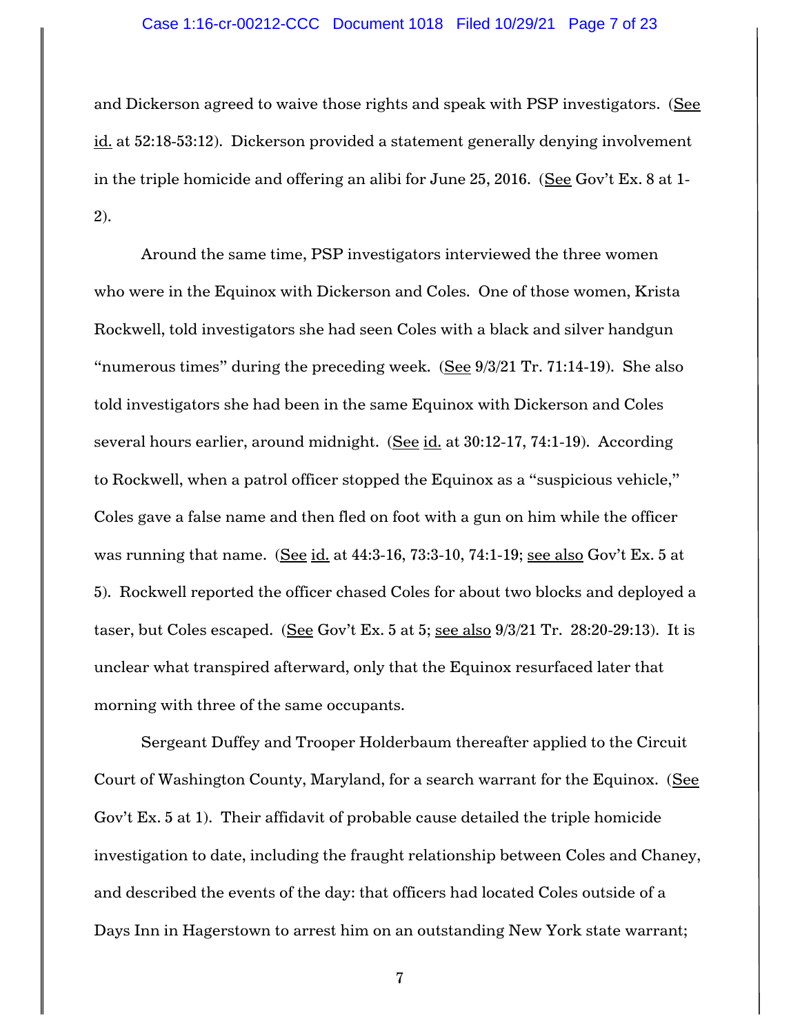and Dickerson agreed to waive those rights and speak with PSP investigators. (See id. at 52:18-53:12). Dickerson provided a statement generally denying involvement in the triple homicide and offering an alibi for June 25, 2016. (See Gov't Ex. 8 at 1-2).

Around the same time, PSP investigators interviewed the three women who were in the Equinox with Dickerson and Coles. One of those women, Krista Rockwell, told investigators she had seen Coles with a black and silver handgun "numerous times" during the preceding week. (See 9/3/21 Tr. 71:14-19). She also told investigators she had been in the same Equinox with Dickerson and Coles several hours earlier, around midnight. (See id. at 30:12-17, 74:1-19). According to Rockwell, when a patrol officer stopped the Equinox as a "suspicious vehicle," Coles gave a false name and then fled on foot with a gun on him while the officer was running that name. (See id. at 44:3-16, 73:3-10, 74:1-19; see also Gov't Ex. 5 at 5). Rockwell reported the officer chased Coles for about two blocks and deployed a taser, but Coles escaped. (See Gov't Ex. 5 at 5; see also 9/3/21 Tr. 28:20-29:13). It is unclear what transpired afterward, only that the Equinox resurfaced later that morning with three of the same occupants.

Sergeant Duffey and Trooper Holderbaum thereafter applied to the Circuit Court of Washington County, Maryland, for a search warrant for the Equinox. (See Gov't Ex. 5 at 1). Their affidavit of probable cause detailed the triple homicide investigation to date, including the fraught relationship between Coles and Chaney, and described the events of the day: that officers had located Coles outside of a Days Inn in Hagerstown to arrest him on an outstanding New York state warrant;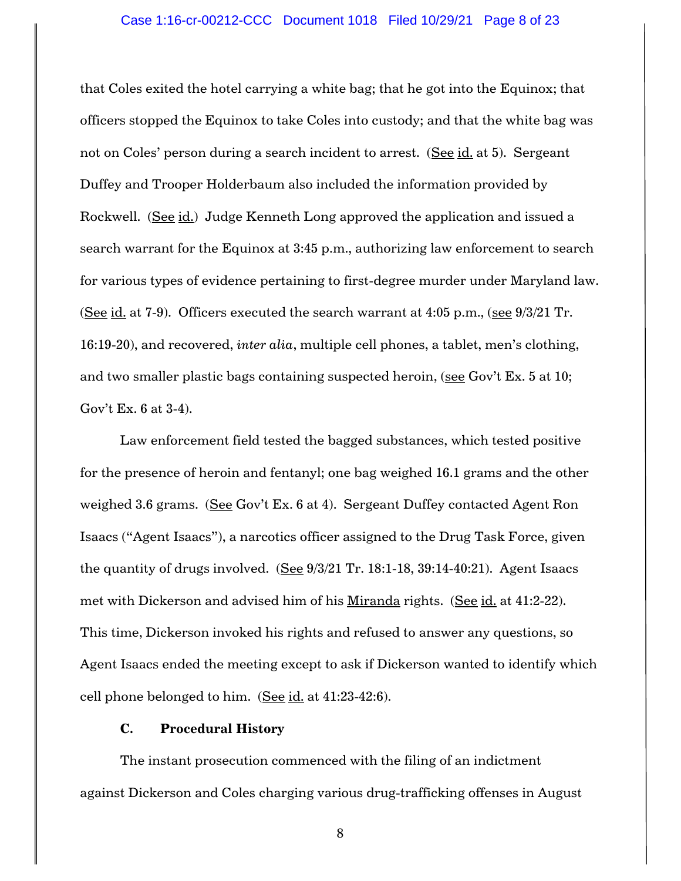that Coles exited the hotel carrying a white bag; that he got into the Equinox; that officers stopped the Equinox to take Coles into custody; and that the white bag was not on Coles' person during a search incident to arrest. (See id. at 5). Sergeant Duffey and Trooper Holderbaum also included the information provided by Rockwell. (See id.) Judge Kenneth Long approved the application and issued a search warrant for the Equinox at 3:45 p.m., authorizing law enforcement to search for various types of evidence pertaining to first-degree murder under Maryland law. (See id. at 7-9). Officers executed the search warrant at 4:05 p.m., (see 9/3/21 Tr. 16:19-20), and recovered, *inter alia*, multiple cell phones, a tablet, men's clothing, and two smaller plastic bags containing suspected heroin, (see Gov't Ex. 5 at 10; Gov't Ex. 6 at 3-4).

Law enforcement field tested the bagged substances, which tested positive for the presence of heroin and fentanyl; one bag weighed 16.1 grams and the other weighed 3.6 grams. (See Gov't Ex. 6 at 4). Sergeant Duffey contacted Agent Ron Isaacs ("Agent Isaacs"), a narcotics officer assigned to the Drug Task Force, given the quantity of drugs involved. (See 9/3/21 Tr. 18:1-18, 39:14-40:21). Agent Isaacs met with Dickerson and advised him of his Miranda rights. (See id. at 41:2-22). This time, Dickerson invoked his rights and refused to answer any questions, so Agent Isaacs ended the meeting except to ask if Dickerson wanted to identify which cell phone belonged to him. (See id. at 41:23-42:6).

### C. Procedural History

The instant prosecution commenced with the filing of an indictment against Dickerson and Coles charging various drug-trafficking offenses in August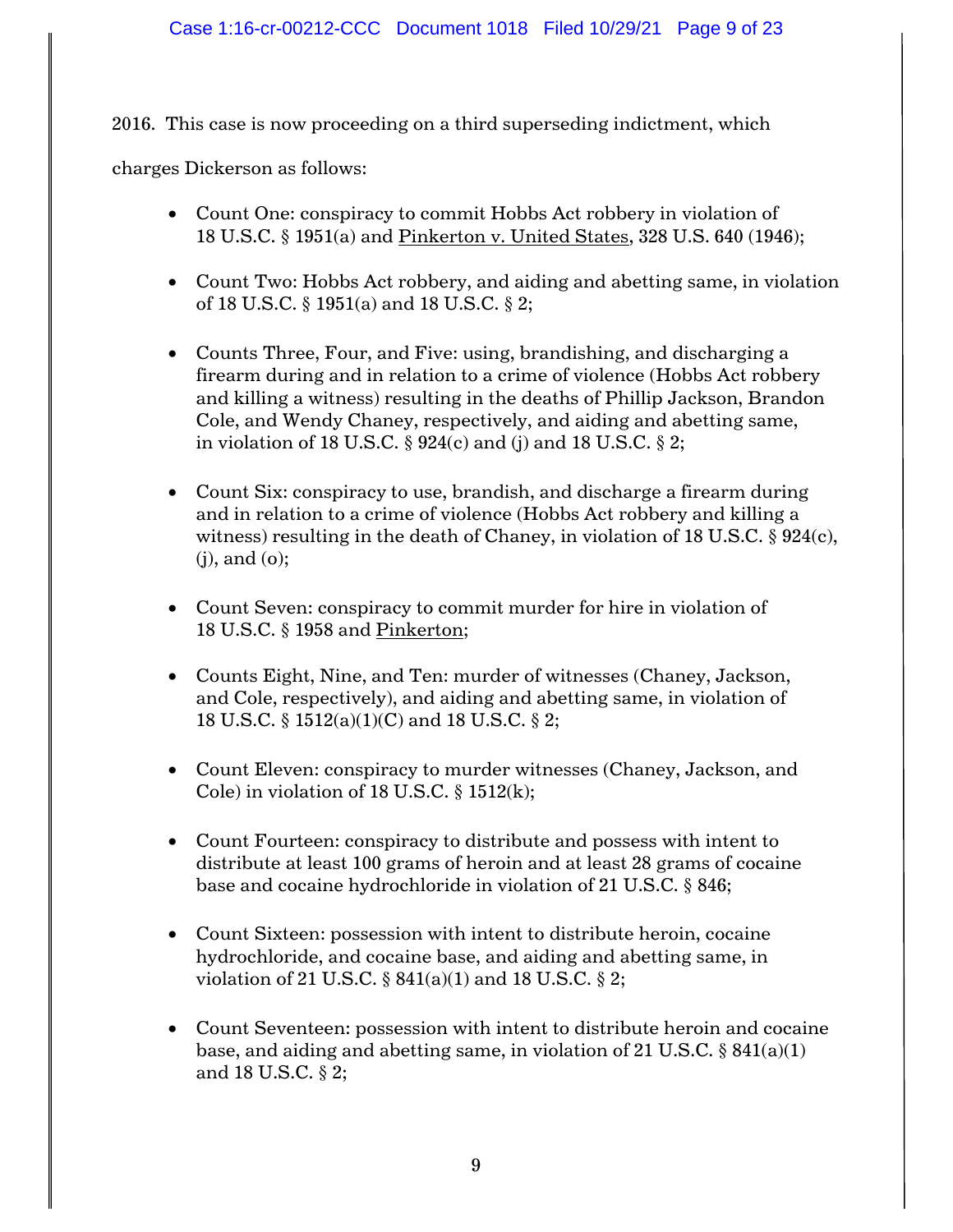2016. This case is now proceeding on a third superseding indictment, which charges Dickerson as follows:

- Count One: conspiracy to commit Hobbs Act robbery in violation of 18 U.S.C. § 1951(a) and Pinkerton v. United States, 328 U.S. 640 (1946);

- Count Two: Hobbs Act robbery, and aiding and abetting same, in violation of 18 U.S.C. § 1951(a) and 18 U.S.C. § 2;

- Counts Three, Four, and Five: using, brandishing, and discharging a firearm during and in relation to a crime of violence (Hobbs Act robbery and killing a witness) resulting in the deaths of Phillip Jackson, Brandon Cole, and Wendy Chaney, respectively, and aiding and abetting same, in violation of 18 U.S.C. § 924(c) and (j) and 18 U.S.C. § 2;

- Count Six: conspiracy to use, brandish, and discharge a firearm during and in relation to a crime of violence (Hobbs Act robbery and killing a witness) resulting in the death of Chaney, in violation of 18 U.S.C. § 924(c), (j), and (o);

- Count Seven: conspiracy to commit murder for hire in violation of 18 U.S.C. § 1958 and Pinkerton;

- Counts Eight, Nine, and Ten: murder of witnesses (Chaney, Jackson, and Cole, respectively), and aiding and abetting same, in violation of 18 U.S.C. § 1512(a)(1)(C) and 18 U.S.C. § 2;

- Count Eleven: conspiracy to murder witnesses (Chaney, Jackson, and Cole) in violation of 18 U.S.C. § 1512(k);

- Count Fourteen: conspiracy to distribute and possess with intent to distribute at least 100 grams of heroin and at least 28 grams of cocaine base and cocaine hydrochloride in violation of 21 U.S.C. § 846;

- Count Sixteen: possession with intent to distribute heroin, cocaine hydrochloride, and cocaine base, and aiding and abetting same, in violation of 21 U.S.C. § 841(a)(1) and 18 U.S.C. § 2;

- Count Seventeen: possession with intent to distribute heroin and cocaine base, and aiding and abetting same, in violation of 21 U.S.C. § 841(a)(1) and 18 U.S.C. § 2;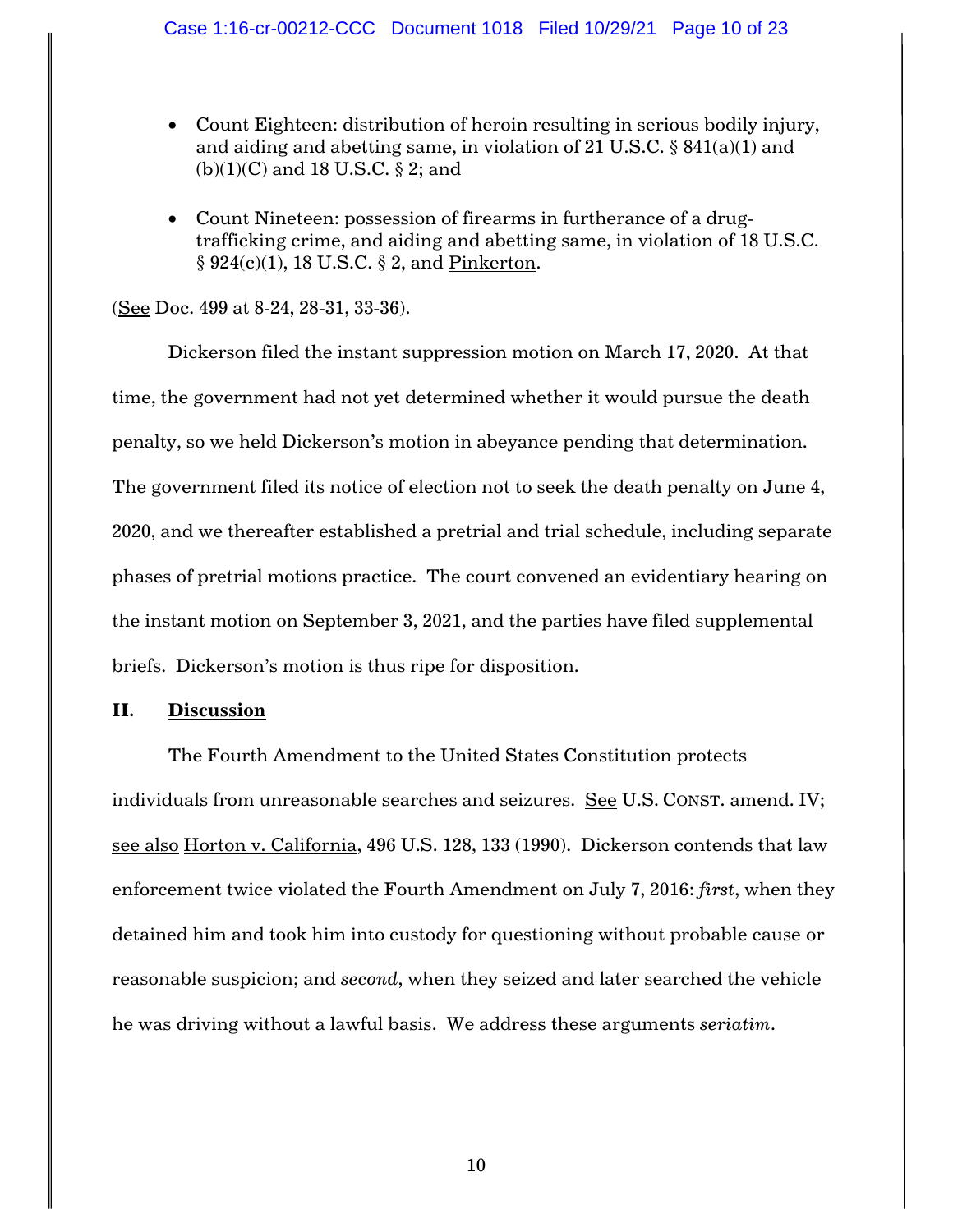- Count Eighteen: distribution of heroin resulting in serious bodily injury, and aiding and abetting same, in violation of 21 U.S.C. § 841(a)(1) and (b)(1)(C) and 18 U.S.C. § 2; and

- Count Nineteen: possession of firearms in furtherance of a drug-trafficking crime, and aiding and abetting same, in violation of 18 U.S.C. § 924(c)(1), 18 U.S.C. § 2, and Pinkerton.

(See Doc. 499 at 8-24, 28-31, 33-36).

Dickerson filed the instant suppression motion on March 17, 2020. At that time, the government had not yet determined whether it would pursue the death penalty, so we held Dickerson's motion in abeyance pending that determination. The government filed its notice of election not to seek the death penalty on June 4, 2020, and we thereafter established a pretrial and trial schedule, including separate phases of pretrial motions practice. The court convened an evidentiary hearing on the instant motion on September 3, 2021, and the parties have filed supplemental briefs. Dickerson's motion is thus ripe for disposition.

## II. Discussion

The Fourth Amendment to the United States Constitution protects individuals from unreasonable searches and seizures. See U.S. CONST. amend. IV; see also Horton v. California, 496 U.S. 128, 133 (1990). Dickerson contends that law enforcement twice violated the Fourth Amendment on July 7, 2016: *first*, when they detained him and took him into custody for questioning without probable cause or reasonable suspicion; and *second*, when they seized and later searched the vehicle he was driving without a lawful basis. We address these arguments *seriatim*.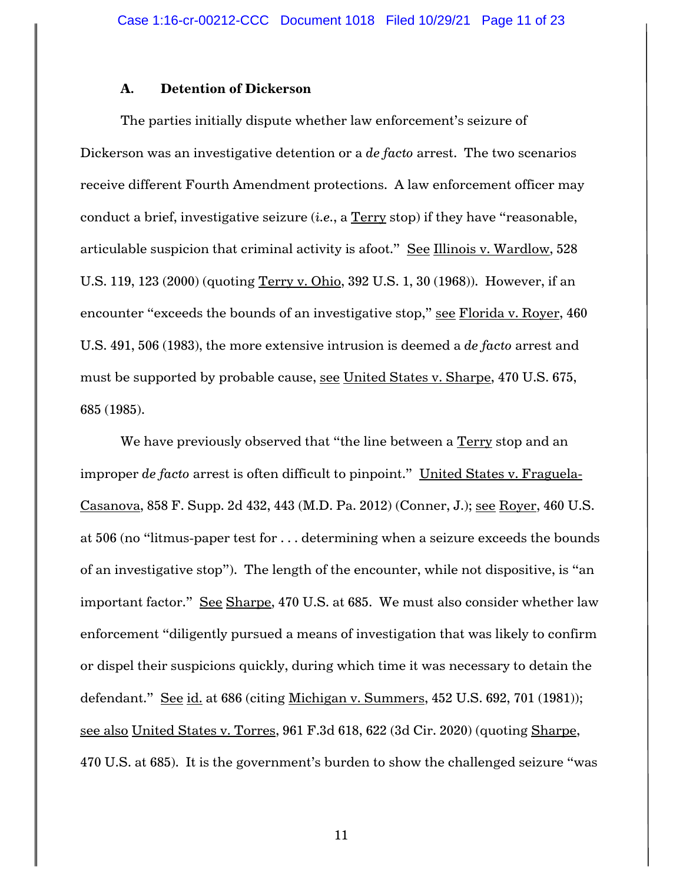### A. Detention of Dickerson

The parties initially dispute whether law enforcement's seizure of Dickerson was an investigative detention or a *de facto* arrest. The two scenarios receive different Fourth Amendment protections. A law enforcement officer may conduct a brief, investigative seizure (*i.e.*, a Terry stop) if they have "reasonable, articulable suspicion that criminal activity is afoot." See Illinois v. Wardlow, 528 U.S. 119, 123 (2000) (quoting Terry v. Ohio, 392 U.S. 1, 30 (1968)). However, if an encounter "exceeds the bounds of an investigative stop," see Florida v. Royer, 460 U.S. 491, 506 (1983), the more extensive intrusion is deemed a *de facto* arrest and must be supported by probable cause, see United States v. Sharpe, 470 U.S. 675, 685 (1985).

We have previously observed that "the line between a Terry stop and an improper *de facto* arrest is often difficult to pinpoint." United States v. Fraguela-Casanova, 858 F. Supp. 2d 432, 443 (M.D. Pa. 2012) (Conner, J.); see Royer, 460 U.S. at 506 (no "litmus-paper test for . . . determining when a seizure exceeds the bounds of an investigative stop"). The length of the encounter, while not dispositive, is "an important factor." See Sharpe, 470 U.S. at 685. We must also consider whether law enforcement "diligently pursued a means of investigation that was likely to confirm or dispel their suspicions quickly, during which time it was necessary to detain the defendant." See id. at 686 (citing Michigan v. Summers, 452 U.S. 692, 701 (1981)); see also United States v. Torres, 961 F.3d 618, 622 (3d Cir. 2020) (quoting Sharpe, 470 U.S. at 685). It is the government's burden to show the challenged seizure "was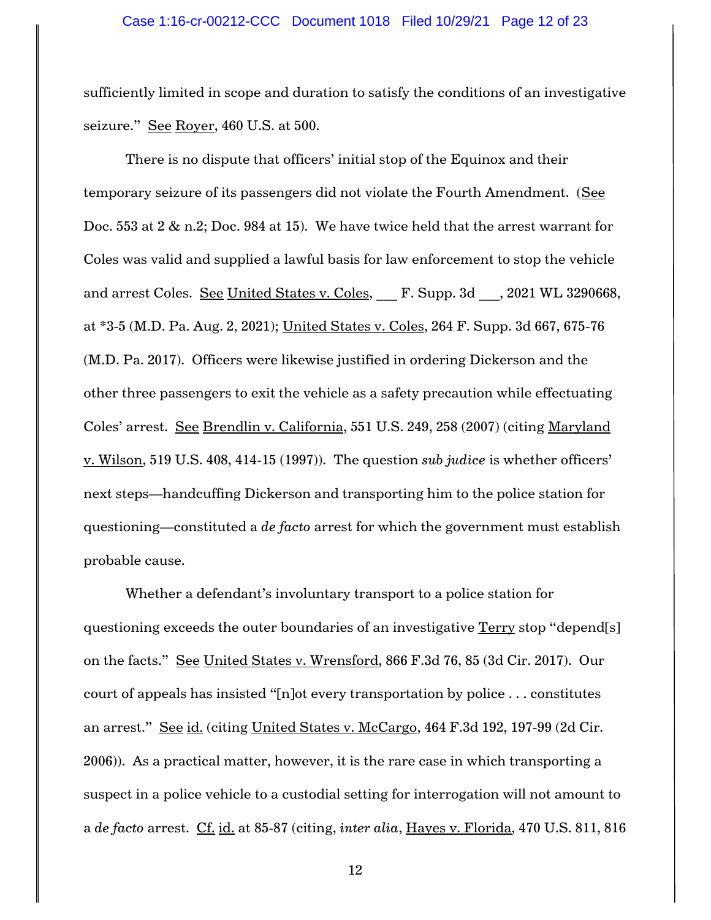sufficiently limited in scope and duration to satisfy the conditions of an investigative seizure." See Royer, 460 U.S. at 500.

There is no dispute that officers' initial stop of the Equinox and their temporary seizure of its passengers did not violate the Fourth Amendment. (See Doc. 553 at 2 & n.2; Doc. 984 at 15). We have twice held that the arrest warrant for Coles was valid and supplied a lawful basis for law enforcement to stop the vehicle and arrest Coles. See United States v. Coles, ___ F. Supp. 3d ___, 2021 WL 3290668, at *3-5 (M.D. Pa. Aug. 2, 2021); United States v. Coles, 264 F. Supp. 3d 667, 675-76 (M.D. Pa. 2017). Officers were likewise justified in ordering Dickerson and the other three passengers to exit the vehicle as a safety precaution while effectuating Coles' arrest. See Brendlin v. California, 551 U.S. 249, 258 (2007) (citing Maryland v. Wilson, 519 U.S. 408, 414-15 (1997)). The question *sub judice* is whether officers' next steps—handcuffing Dickerson and transporting him to the police station for questioning—constituted a *de facto* arrest for which the government must establish probable cause.

Whether a defendant's involuntary transport to a police station for questioning exceeds the outer boundaries of an investigative Terry stop "depend[s] on the facts." See United States v. Wrensford, 866 F.3d 76, 85 (3d Cir. 2017). Our court of appeals has insisted "[n]ot every transportation by police . . . constitutes an arrest." See id. (citing United States v. McCargo, 464 F.3d 192, 197-99 (2d Cir. 2006)). As a practical matter, however, it is the rare case in which transporting a suspect in a police vehicle to a custodial setting for interrogation will not amount to a *de facto* arrest. Cf. id. at 85-87 (citing, *inter alia*, Hayes v. Florida, 470 U.S. 811, 816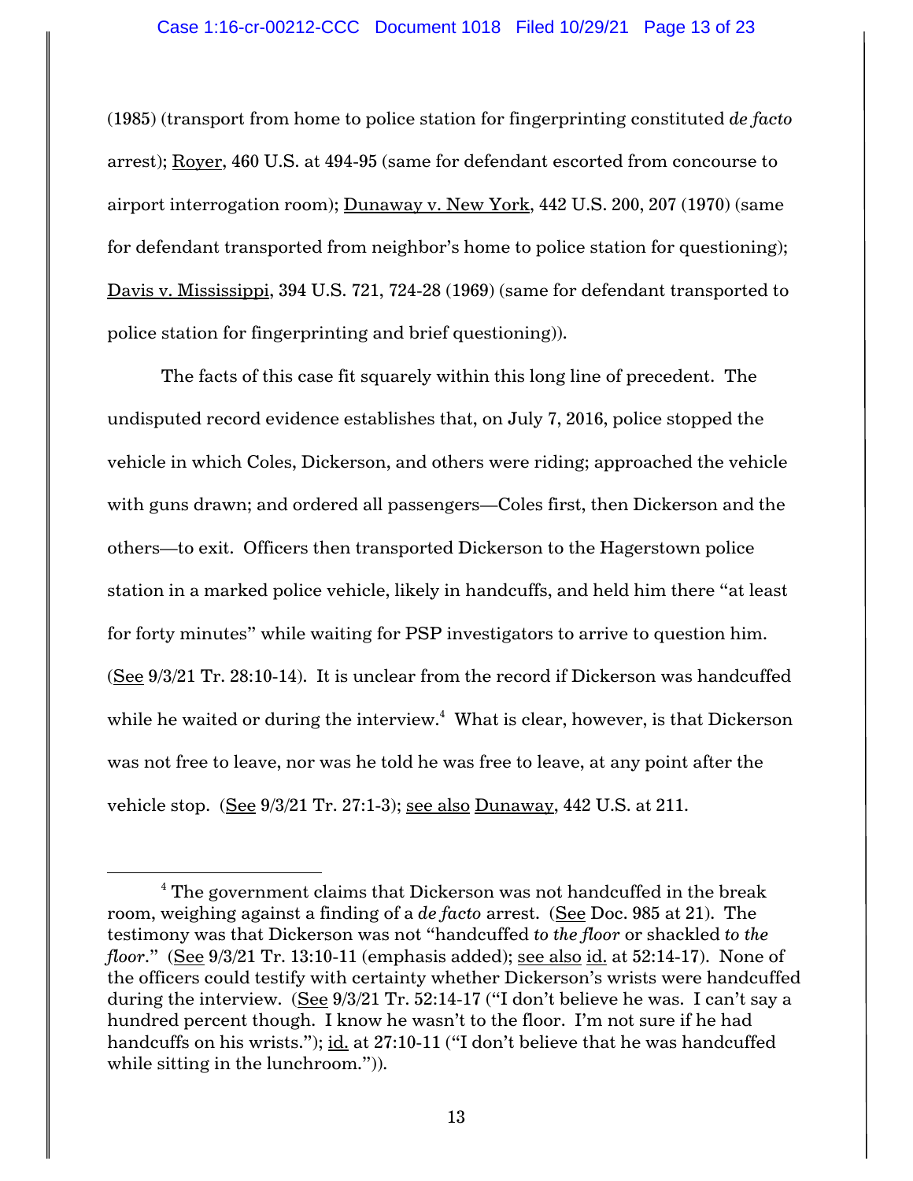(1985) (transport from home to police station for fingerprinting constituted *de facto* arrest); Royer, 460 U.S. at 494-95 (same for defendant escorted from concourse to airport interrogation room); Dunaway v. New York, 442 U.S. 200, 207 (1970) (same for defendant transported from neighbor's home to police station for questioning); Davis v. Mississippi, 394 U.S. 721, 724-28 (1969) (same for defendant transported to police station for fingerprinting and brief questioning)).

The facts of this case fit squarely within this long line of precedent. The undisputed record evidence establishes that, on July 7, 2016, police stopped the vehicle in which Coles, Dickerson, and others were riding; approached the vehicle with guns drawn; and ordered all passengers—Coles first, then Dickerson and the others—to exit. Officers then transported Dickerson to the Hagerstown police station in a marked police vehicle, likely in handcuffs, and held him there "at least for forty minutes" while waiting for PSP investigators to arrive to question him. (See 9/3/21 Tr. 28:10-14). It is unclear from the record if Dickerson was handcuffed while he waited or during the interview.[4] What is clear, however, is that Dickerson was not free to leave, nor was he told he was free to leave, at any point after the vehicle stop. (See 9/3/21 Tr. 27:1-3); see also Dunaway, 442 U.S. at 211.

---

[4] The government claims that Dickerson was not handcuffed in the break room, weighing against a finding of a *de facto* arrest. (See Doc. 985 at 21). The testimony was that Dickerson was not "handcuffed *to the floor* or shackled *to the floor*." (See 9/3/21 Tr. 13:10-11 (emphasis added); see also id. at 52:14-17). None of the officers could testify with certainty whether Dickerson's wrists were handcuffed during the interview. (See 9/3/21 Tr. 52:14-17 ("I don't believe he was. I can't say a hundred percent though. I know he wasn't to the floor. I'm not sure if he had handcuffs on his wrists."); id. at 27:10-11 ("I don't believe that he was handcuffed while sitting in the lunchroom.")).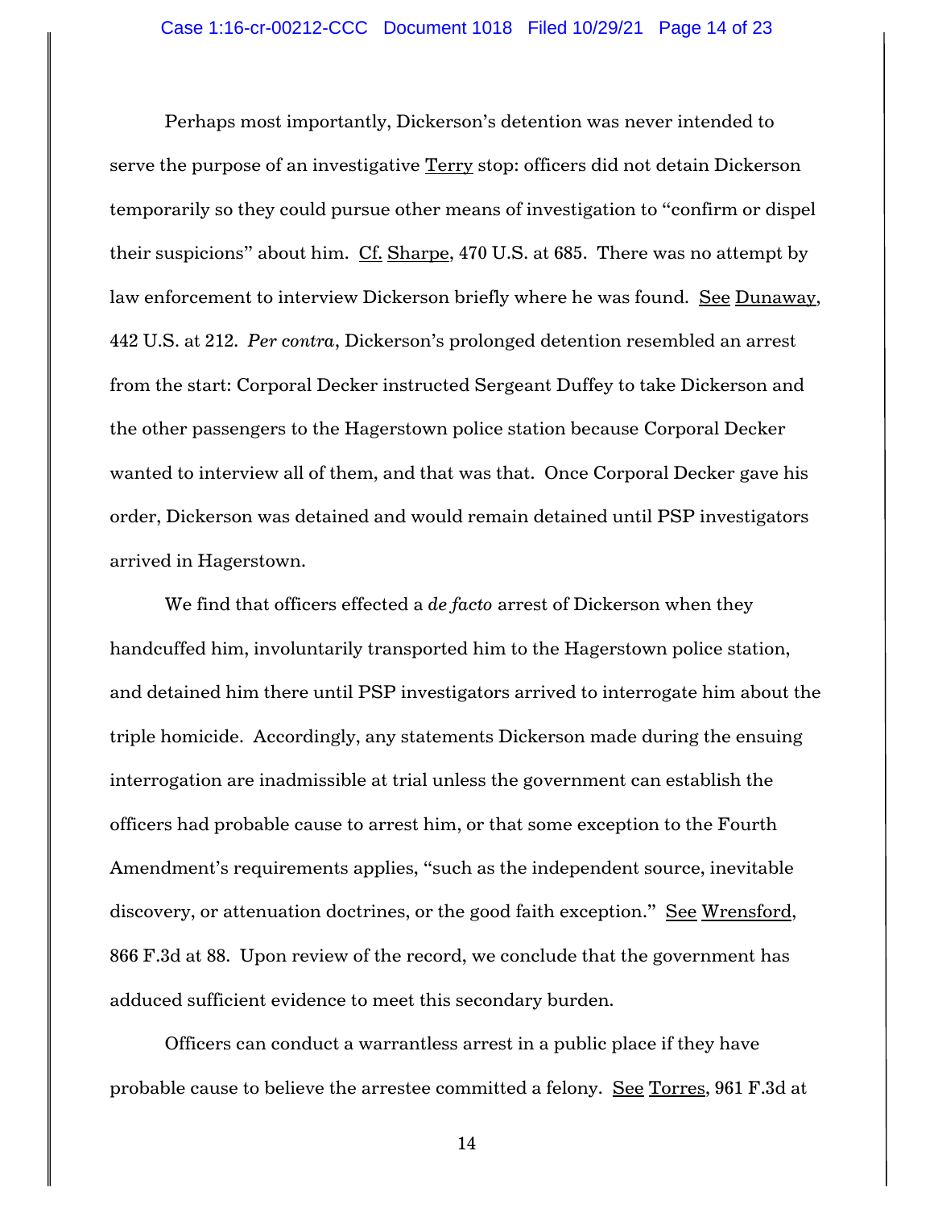Perhaps most importantly, Dickerson's detention was never intended to serve the purpose of an investigative Terry stop: officers did not detain Dickerson temporarily so they could pursue other means of investigation to "confirm or dispel their suspicions" about him. Cf. Sharpe, 470 U.S. at 685. There was no attempt by law enforcement to interview Dickerson briefly where he was found. See Dunaway, 442 U.S. at 212. *Per contra*, Dickerson's prolonged detention resembled an arrest from the start: Corporal Decker instructed Sergeant Duffey to take Dickerson and the other passengers to the Hagerstown police station because Corporal Decker wanted to interview all of them, and that was that. Once Corporal Decker gave his order, Dickerson was detained and would remain detained until PSP investigators arrived in Hagerstown.

We find that officers effected a *de facto* arrest of Dickerson when they handcuffed him, involuntarily transported him to the Hagerstown police station, and detained him there until PSP investigators arrived to interrogate him about the triple homicide. Accordingly, any statements Dickerson made during the ensuing interrogation are inadmissible at trial unless the government can establish the officers had probable cause to arrest him, or that some exception to the Fourth Amendment's requirements applies, "such as the independent source, inevitable discovery, or attenuation doctrines, or the good faith exception." See Wrensford, 866 F.3d at 88. Upon review of the record, we conclude that the government has adduced sufficient evidence to meet this secondary burden.

Officers can conduct a warrantless arrest in a public place if they have probable cause to believe the arrestee committed a felony. See Torres, 961 F.3d at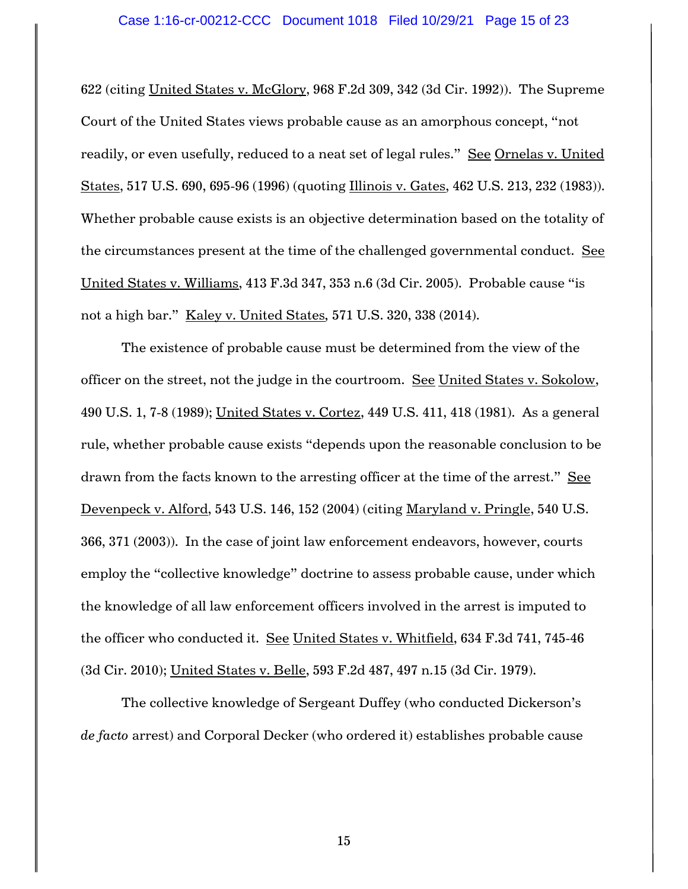622 (citing United States v. McGlory, 968 F.2d 309, 342 (3d Cir. 1992)). The Supreme Court of the United States views probable cause as an amorphous concept, "not readily, or even usefully, reduced to a neat set of legal rules." See Ornelas v. United States, 517 U.S. 690, 695-96 (1996) (quoting Illinois v. Gates, 462 U.S. 213, 232 (1983)). Whether probable cause exists is an objective determination based on the totality of the circumstances present at the time of the challenged governmental conduct. See United States v. Williams, 413 F.3d 347, 353 n.6 (3d Cir. 2005). Probable cause "is not a high bar." Kaley v. United States, 571 U.S. 320, 338 (2014).

The existence of probable cause must be determined from the view of the officer on the street, not the judge in the courtroom. See United States v. Sokolow, 490 U.S. 1, 7-8 (1989); United States v. Cortez, 449 U.S. 411, 418 (1981). As a general rule, whether probable cause exists "depends upon the reasonable conclusion to be drawn from the facts known to the arresting officer at the time of the arrest." See Devenpeck v. Alford, 543 U.S. 146, 152 (2004) (citing Maryland v. Pringle, 540 U.S. 366, 371 (2003)). In the case of joint law enforcement endeavors, however, courts employ the "collective knowledge" doctrine to assess probable cause, under which the knowledge of all law enforcement officers involved in the arrest is imputed to the officer who conducted it. See United States v. Whitfield, 634 F.3d 741, 745-46 (3d Cir. 2010); United States v. Belle, 593 F.2d 487, 497 n.15 (3d Cir. 1979).

The collective knowledge of Sergeant Duffey (who conducted Dickerson's *de facto* arrest) and Corporal Decker (who ordered it) establishes probable cause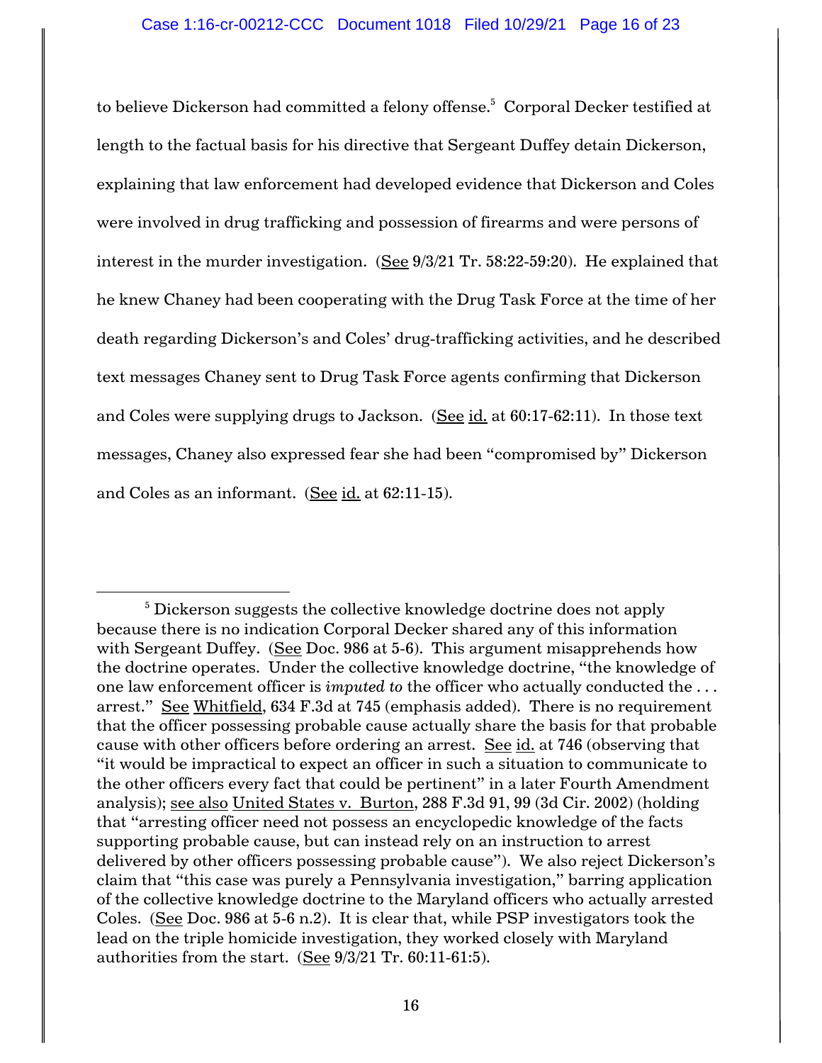to believe Dickerson had committed a felony offense.[5] Corporal Decker testified at length to the factual basis for his directive that Sergeant Duffey detain Dickerson, explaining that law enforcement had developed evidence that Dickerson and Coles were involved in drug trafficking and possession of firearms and were persons of interest in the murder investigation. (See 9/3/21 Tr. 58:22-59:20). He explained that he knew Chaney had been cooperating with the Drug Task Force at the time of her death regarding Dickerson's and Coles' drug-trafficking activities, and he described text messages Chaney sent to Drug Task Force agents confirming that Dickerson and Coles were supplying drugs to Jackson. (See id. at 60:17-62:11). In those text messages, Chaney also expressed fear she had been "compromised by" Dickerson and Coles as an informant. (See id. at 62:11-15).

---

[5] Dickerson suggests the collective knowledge doctrine does not apply because there is no indication Corporal Decker shared any of this information with Sergeant Duffey. (See Doc. 986 at 5-6). This argument misapprehends how the doctrine operates. Under the collective knowledge doctrine, "the knowledge of one law enforcement officer is *imputed to* the officer who actually conducted the . . . arrest." See Whitfield, 634 F.3d at 745 (emphasis added). There is no requirement that the officer possessing probable cause actually share the basis for that probable cause with other officers before ordering an arrest. See id. at 746 (observing that "it would be impractical to expect an officer in such a situation to communicate to the other officers every fact that could be pertinent" in a later Fourth Amendment analysis); see also United States v. Burton, 288 F.3d 91, 99 (3d Cir. 2002) (holding that "arresting officer need not possess an encyclopedic knowledge of the facts supporting probable cause, but can instead rely on an instruction to arrest delivered by other officers possessing probable cause"). We also reject Dickerson's claim that "this case was purely a Pennsylvania investigation," barring application of the collective knowledge doctrine to the Maryland officers who actually arrested Coles. (See Doc. 986 at 5-6 n.2). It is clear that, while PSP investigators took the lead on the triple homicide investigation, they worked closely with Maryland authorities from the start. (See 9/3/21 Tr. 60:11-61:5).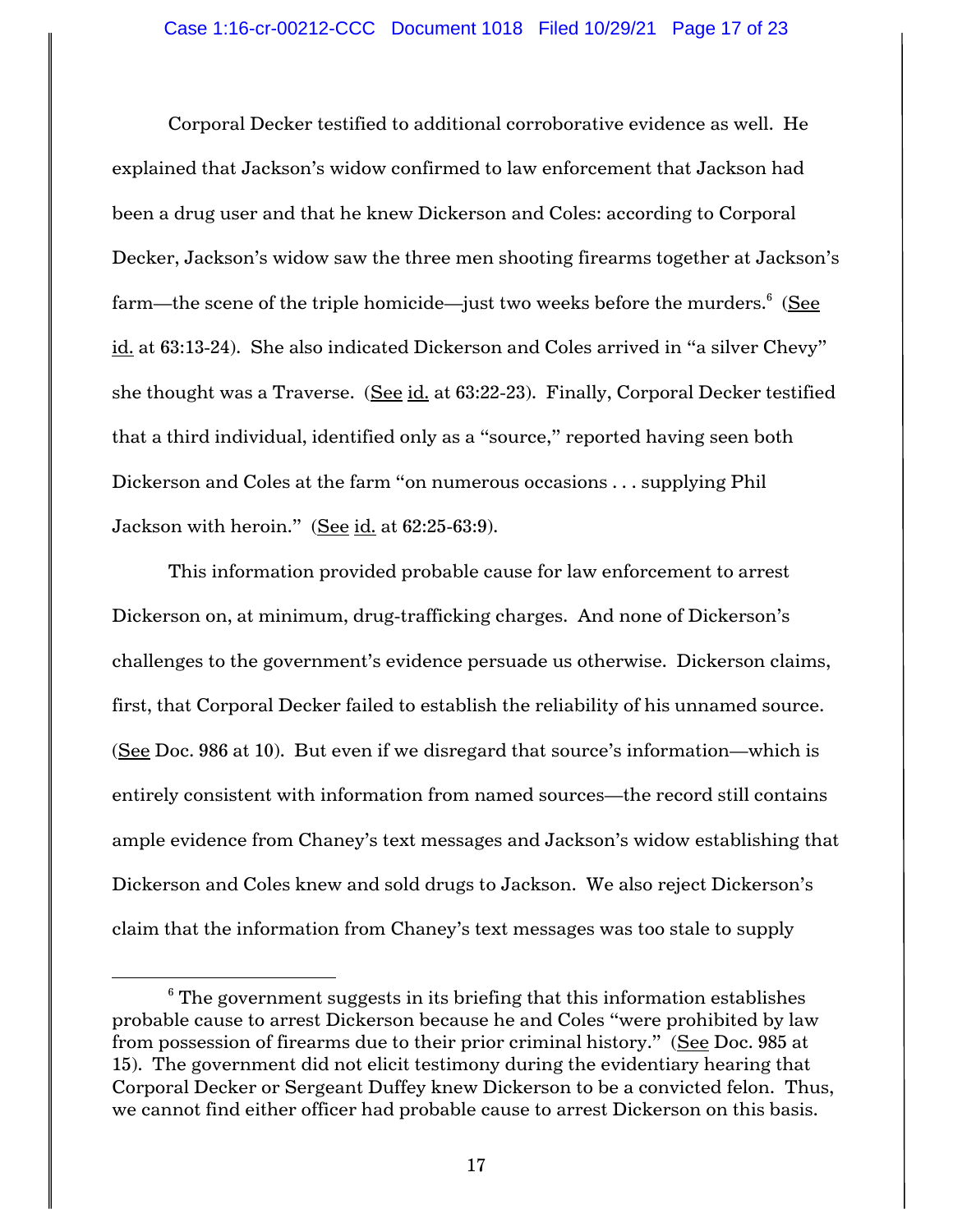Corporal Decker testified to additional corroborative evidence as well. He explained that Jackson's widow confirmed to law enforcement that Jackson had been a drug user and that he knew Dickerson and Coles: according to Corporal Decker, Jackson's widow saw the three men shooting firearms together at Jackson's farm—the scene of the triple homicide—just two weeks before the murders.[6] (See id. at 63:13-24). She also indicated Dickerson and Coles arrived in "a silver Chevy" she thought was a Traverse. (See id. at 63:22-23). Finally, Corporal Decker testified that a third individual, identified only as a "source," reported having seen both Dickerson and Coles at the farm "on numerous occasions . . . supplying Phil Jackson with heroin." (See id. at 62:25-63:9).

This information provided probable cause for law enforcement to arrest Dickerson on, at minimum, drug-trafficking charges. And none of Dickerson's challenges to the government's evidence persuade us otherwise. Dickerson claims, first, that Corporal Decker failed to establish the reliability of his unnamed source. (See Doc. 986 at 10). But even if we disregard that source's information—which is entirely consistent with information from named sources—the record still contains ample evidence from Chaney's text messages and Jackson's widow establishing that Dickerson and Coles knew and sold drugs to Jackson. We also reject Dickerson's claim that the information from Chaney's text messages was too stale to supply

---

[6] The government suggests in its briefing that this information establishes probable cause to arrest Dickerson because he and Coles "were prohibited by law from possession of firearms due to their prior criminal history." (See Doc. 985 at 15). The government did not elicit testimony during the evidentiary hearing that Corporal Decker or Sergeant Duffey knew Dickerson to be a convicted felon. Thus, we cannot find either officer had probable cause to arrest Dickerson on this basis.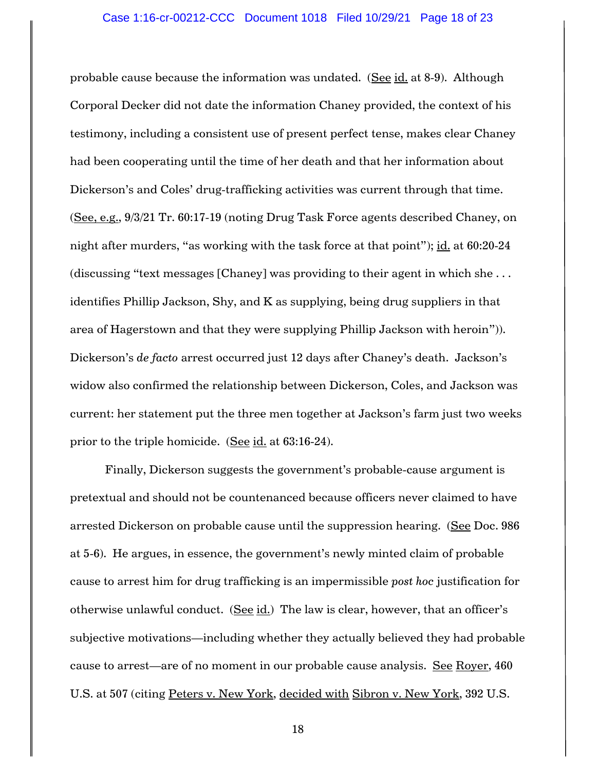probable cause because the information was undated. (See id. at 8-9). Although Corporal Decker did not date the information Chaney provided, the context of his testimony, including a consistent use of present perfect tense, makes clear Chaney had been cooperating until the time of her death and that her information about Dickerson's and Coles' drug-trafficking activities was current through that time. (See, e.g., 9/3/21 Tr. 60:17-19 (noting Drug Task Force agents described Chaney, on night after murders, "as working with the task force at that point"); id. at 60:20-24 (discussing "text messages [Chaney] was providing to their agent in which she . . . identifies Phillip Jackson, Shy, and K as supplying, being drug suppliers in that area of Hagerstown and that they were supplying Phillip Jackson with heroin")). Dickerson's *de facto* arrest occurred just 12 days after Chaney's death. Jackson's widow also confirmed the relationship between Dickerson, Coles, and Jackson was current: her statement put the three men together at Jackson's farm just two weeks prior to the triple homicide. (See id. at 63:16-24).

Finally, Dickerson suggests the government's probable-cause argument is pretextual and should not be countenanced because officers never claimed to have arrested Dickerson on probable cause until the suppression hearing. (See Doc. 986 at 5-6). He argues, in essence, the government's newly minted claim of probable cause to arrest him for drug trafficking is an impermissible *post hoc* justification for otherwise unlawful conduct. (See id.) The law is clear, however, that an officer's subjective motivations—including whether they actually believed they had probable cause to arrest—are of no moment in our probable cause analysis. See Royer, 460 U.S. at 507 (citing Peters v. New York, decided with Sibron v. New York, 392 U.S.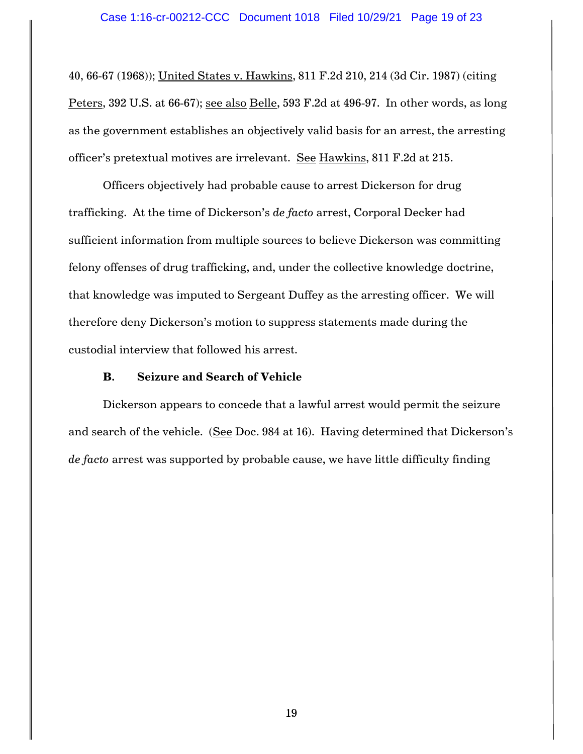40, 66-67 (1968)); United States v. Hawkins, 811 F.2d 210, 214 (3d Cir. 1987) (citing Peters, 392 U.S. at 66-67); see also Belle, 593 F.2d at 496-97. In other words, as long as the government establishes an objectively valid basis for an arrest, the arresting officer's pretextual motives are irrelevant. See Hawkins, 811 F.2d at 215.

Officers objectively had probable cause to arrest Dickerson for drug trafficking. At the time of Dickerson's *de facto* arrest, Corporal Decker had sufficient information from multiple sources to believe Dickerson was committing felony offenses of drug trafficking, and, under the collective knowledge doctrine, that knowledge was imputed to Sergeant Duffey as the arresting officer. We will therefore deny Dickerson's motion to suppress statements made during the custodial interview that followed his arrest.

### B. Seizure and Search of Vehicle

Dickerson appears to concede that a lawful arrest would permit the seizure and search of the vehicle. (See Doc. 984 at 16). Having determined that Dickerson's *de facto* arrest was supported by probable cause, we have little difficulty finding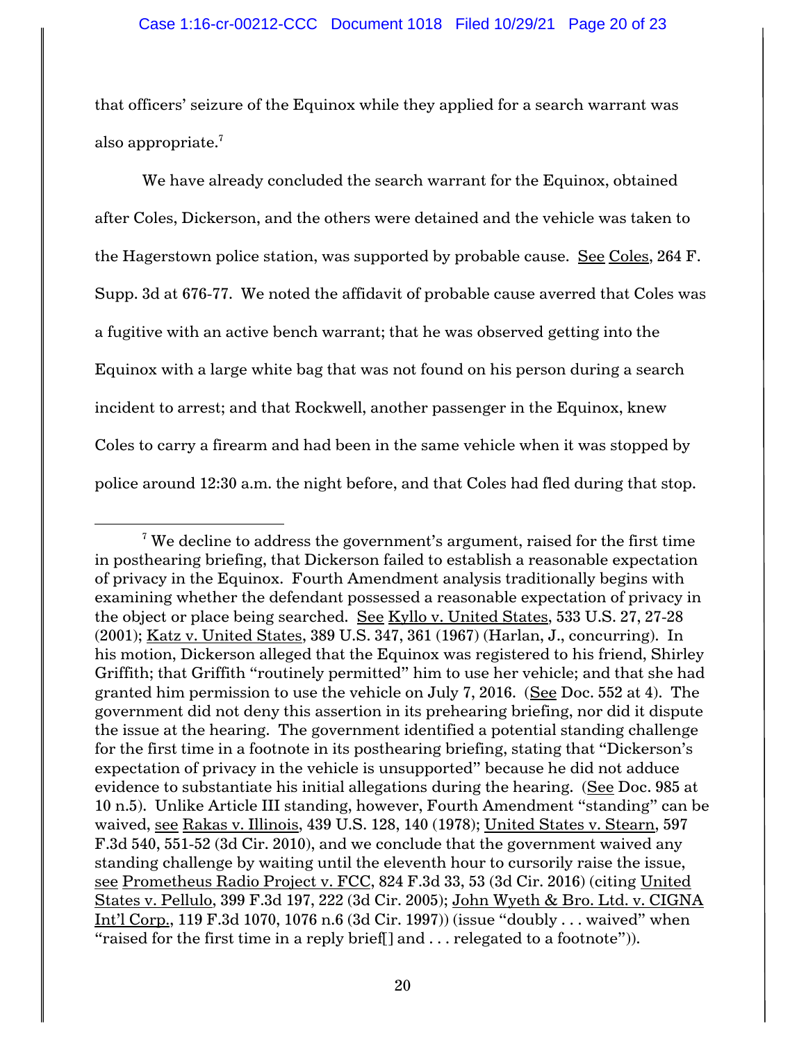that officers' seizure of the Equinox while they applied for a search warrant was also appropriate.[7]

We have already concluded the search warrant for the Equinox, obtained after Coles, Dickerson, and the others were detained and the vehicle was taken to the Hagerstown police station, was supported by probable cause. See Coles, 264 F. Supp. 3d at 676-77. We noted the affidavit of probable cause averred that Coles was a fugitive with an active bench warrant; that he was observed getting into the Equinox with a large white bag that was not found on his person during a search incident to arrest; and that Rockwell, another passenger in the Equinox, knew Coles to carry a firearm and had been in the same vehicle when it was stopped by police around 12:30 a.m. the night before, and that Coles had fled during that stop.

---

[7] We decline to address the government's argument, raised for the first time in posthearing briefing, that Dickerson failed to establish a reasonable expectation of privacy in the Equinox. Fourth Amendment analysis traditionally begins with examining whether the defendant possessed a reasonable expectation of privacy in the object or place being searched. See Kyllo v. United States, 533 U.S. 27, 27-28 (2001); Katz v. United States, 389 U.S. 347, 361 (1967) (Harlan, J., concurring). In his motion, Dickerson alleged that the Equinox was registered to his friend, Shirley Griffith; that Griffith "routinely permitted" him to use her vehicle; and that she had granted him permission to use the vehicle on July 7, 2016. (See Doc. 552 at 4). The government did not deny this assertion in its prehearing briefing, nor did it dispute the issue at the hearing. The government identified a potential standing challenge for the first time in a footnote in its posthearing briefing, stating that "Dickerson's expectation of privacy in the vehicle is unsupported" because he did not adduce evidence to substantiate his initial allegations during the hearing. (See Doc. 985 at 10 n.5). Unlike Article III standing, however, Fourth Amendment "standing" can be waived, see Rakas v. Illinois, 439 U.S. 128, 140 (1978); United States v. Stearn, 597 F.3d 540, 551-52 (3d Cir. 2010), and we conclude that the government waived any standing challenge by waiting until the eleventh hour to cursorily raise the issue, see Prometheus Radio Project v. FCC, 824 F.3d 33, 53 (3d Cir. 2016) (citing United States v. Pellulo, 399 F.3d 197, 222 (3d Cir. 2005); John Wyeth & Bro. Ltd. v. CIGNA Int'l Corp., 119 F.3d 1070, 1076 n.6 (3d Cir. 1997)) (issue "doubly . . . waived" when "raised for the first time in a reply brief[] and . . . relegated to a footnote")).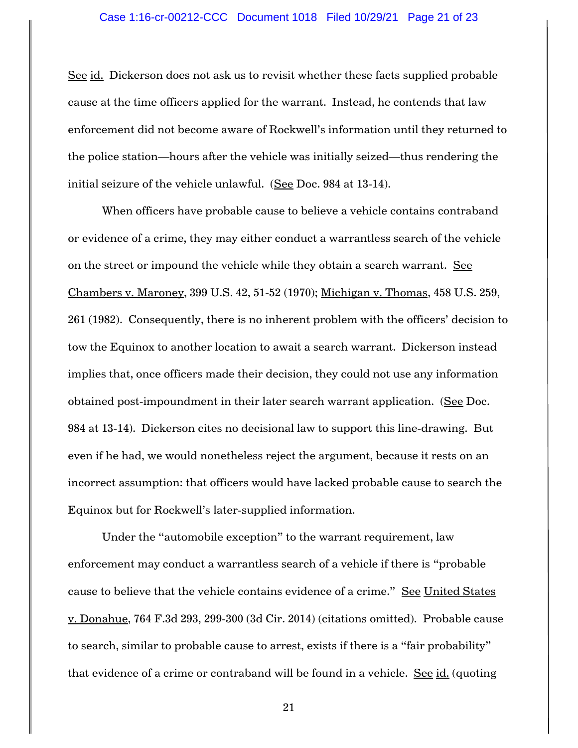See id. Dickerson does not ask us to revisit whether these facts supplied probable cause at the time officers applied for the warrant. Instead, he contends that law enforcement did not become aware of Rockwell's information until they returned to the police station—hours after the vehicle was initially seized—thus rendering the initial seizure of the vehicle unlawful. (See Doc. 984 at 13-14).

When officers have probable cause to believe a vehicle contains contraband or evidence of a crime, they may either conduct a warrantless search of the vehicle on the street or impound the vehicle while they obtain a search warrant. See Chambers v. Maroney, 399 U.S. 42, 51-52 (1970); Michigan v. Thomas, 458 U.S. 259, 261 (1982). Consequently, there is no inherent problem with the officers' decision to tow the Equinox to another location to await a search warrant. Dickerson instead implies that, once officers made their decision, they could not use any information obtained post-impoundment in their later search warrant application. (See Doc. 984 at 13-14). Dickerson cites no decisional law to support this line-drawing. But even if he had, we would nonetheless reject the argument, because it rests on an incorrect assumption: that officers would have lacked probable cause to search the Equinox but for Rockwell's later-supplied information.

Under the "automobile exception" to the warrant requirement, law enforcement may conduct a warrantless search of a vehicle if there is "probable cause to believe that the vehicle contains evidence of a crime." See United States v. Donahue, 764 F.3d 293, 299-300 (3d Cir. 2014) (citations omitted). Probable cause to search, similar to probable cause to arrest, exists if there is a "fair probability" that evidence of a crime or contraband will be found in a vehicle. See id. (quoting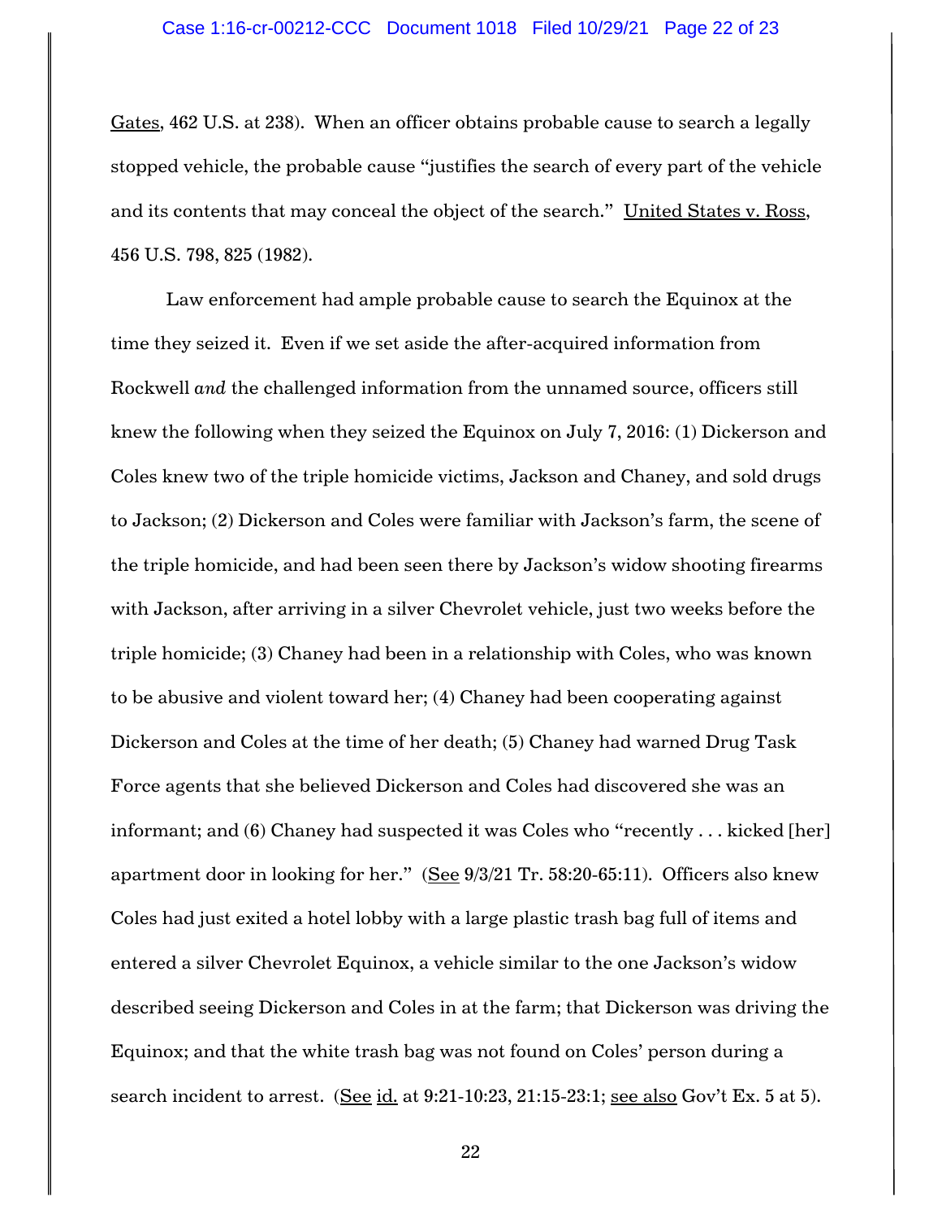Gates, 462 U.S. at 238). When an officer obtains probable cause to search a legally stopped vehicle, the probable cause "justifies the search of every part of the vehicle and its contents that may conceal the object of the search." United States v. Ross, 456 U.S. 798, 825 (1982).

Law enforcement had ample probable cause to search the Equinox at the time they seized it. Even if we set aside the after-acquired information from Rockwell *and* the challenged information from the unnamed source, officers still knew the following when they seized the Equinox on July 7, 2016: (1) Dickerson and Coles knew two of the triple homicide victims, Jackson and Chaney, and sold drugs to Jackson; (2) Dickerson and Coles were familiar with Jackson's farm, the scene of the triple homicide, and had been seen there by Jackson's widow shooting firearms with Jackson, after arriving in a silver Chevrolet vehicle, just two weeks before the triple homicide; (3) Chaney had been in a relationship with Coles, who was known to be abusive and violent toward her; (4) Chaney had been cooperating against Dickerson and Coles at the time of her death; (5) Chaney had warned Drug Task Force agents that she believed Dickerson and Coles had discovered she was an informant; and (6) Chaney had suspected it was Coles who "recently . . . kicked [her] apartment door in looking for her." (See 9/3/21 Tr. 58:20-65:11). Officers also knew Coles had just exited a hotel lobby with a large plastic trash bag full of items and entered a silver Chevrolet Equinox, a vehicle similar to the one Jackson's widow described seeing Dickerson and Coles in at the farm; that Dickerson was driving the Equinox; and that the white trash bag was not found on Coles' person during a search incident to arrest. (See id. at 9:21-10:23, 21:15-23:1; see also Gov't Ex. 5 at 5).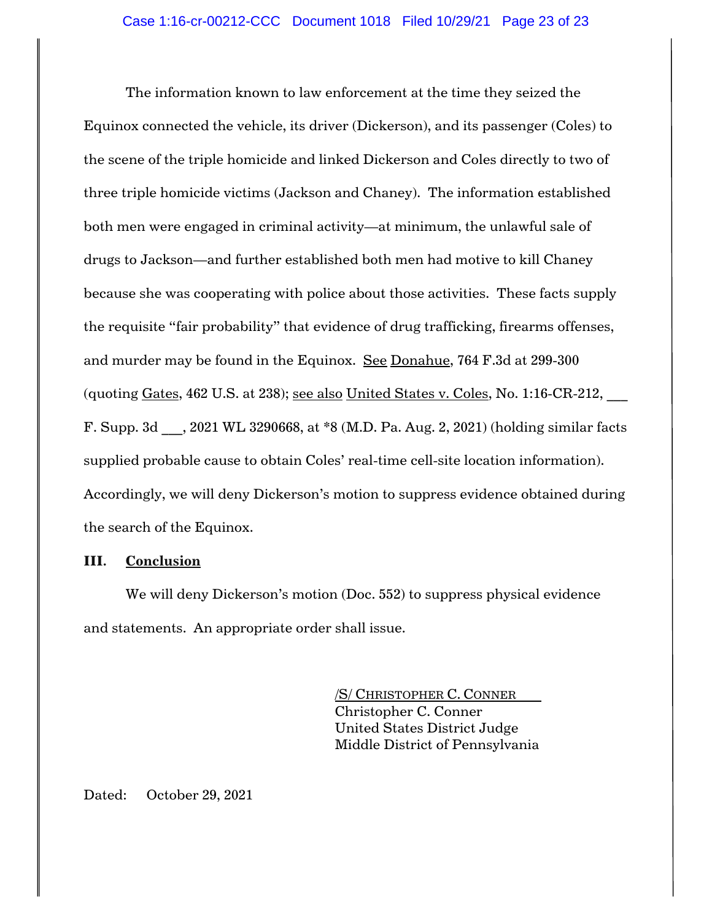The information known to law enforcement at the time they seized the Equinox connected the vehicle, its driver (Dickerson), and its passenger (Coles) to the scene of the triple homicide and linked Dickerson and Coles directly to two of three triple homicide victims (Jackson and Chaney). The information established both men were engaged in criminal activity—at minimum, the unlawful sale of drugs to Jackson—and further established both men had motive to kill Chaney because she was cooperating with police about those activities. These facts supply the requisite "fair probability" that evidence of drug trafficking, firearms offenses, and murder may be found in the Equinox. See Donahue, 764 F.3d at 299-300 (quoting Gates, 462 U.S. at 238); see also United States v. Coles, No. 1:16-CR-212, ___ F. Supp. 3d ___, 2021 WL 3290668, at *8 (M.D. Pa. Aug. 2, 2021) (holding similar facts supplied probable cause to obtain Coles' real-time cell-site location information). Accordingly, we will deny Dickerson's motion to suppress evidence obtained during the search of the Equinox.

## III. Conclusion

We will deny Dickerson's motion (Doc. 552) to suppress physical evidence and statements. An appropriate order shall issue.

/S/ CHRISTOPHER C. CONNER
Christopher C. Conner
United States District Judge
Middle District of Pennsylvania

Dated: October 29, 2021